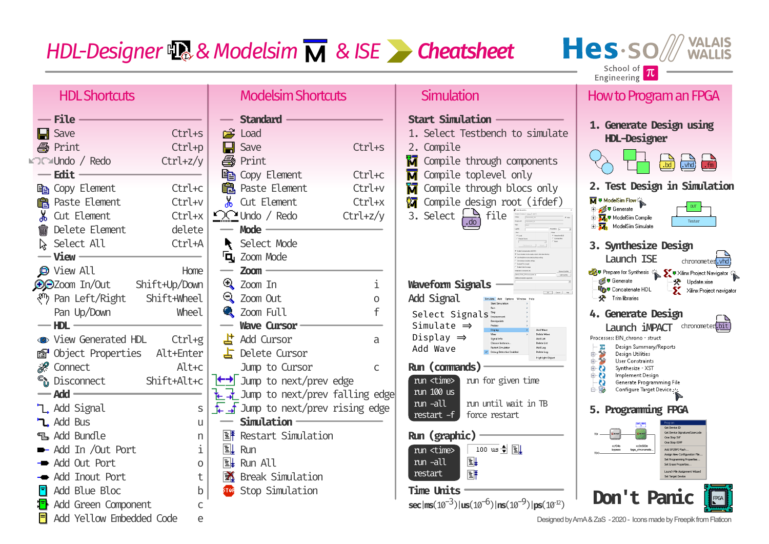# HDL-Designer & Modelsim & ISE Cheatsheet

Hes·so VALAIS WALLIS — School of Engineering

## HDL Shortcuts

### File

| Action | Shortcut |
| --- | --- |
| Save | Ctrl+s |
| Print | Ctrl+p |
| Undo / Redo | Ctrl+z/y |

### Edit

| Action | Shortcut |
| --- | --- |
| Copy Element | Ctrl+c |
| Paste Element | Ctrl+v |
| Cut Element | Ctrl+x |
| Delete Element | delete |
| Select All | Ctrl+A |

### View

| Action | Shortcut |
| --- | --- |
| View All | Home |
| Zoom In/Out | Shift+Up/Down |
| Pan Left/Right | Shift+Wheel |
| Pan Up/Down | Wheel |

### HDL

| Action | Shortcut |
| --- | --- |
| View Generated HDL | Ctrl+g |
| Object Properties | Alt+Enter |
| Connect | Alt+c |
| Disconnect | Shift+Alt+c |

### Add

| Action | Shortcut |
| --- | --- |
| Add Signal | s |
| Add Bus | u |
| Add Bundle | n |
| Add In /Out Port | i |
| Add Out Port | o |
| Add Inout Port | t |
| Add Blue Bloc | b |
| Add Green Component | c |
| Add Yellow Embedded Code | e |

## Modelsim Shortcuts

### Standard

| Action | Shortcut |
| --- | --- |
| Load | |
| Save | Ctrl+s |
| Print | |
| Copy Element | Ctrl+c |
| Paste Element | Ctrl+v |
| Cut Element | Ctrl+x |
| Undo / Redo | Ctrl+z/y |

### Mode

- Select Mode
- Zoom Mode

### Zoom

| Action | Shortcut |
| --- | --- |
| Zoom In | i |
| Zoom Out | o |
| Zoom Full | f |

### Wave Cursor

| Action | Shortcut |
| --- | --- |
| Add Cursor | a |
| Delete Cursor | |
| Jump to Cursor | c |
| Jump to next/prev edge | |
| Jump to next/prev falling edge | |
| Jump to next/prev rising edge | |

### Simulation

- Restart Simulation
- Run
- Run All
- Break Simulation
- Stop Simulation

## Simulation

### Start Simulation

1. Select Testbench to simulate
2. Compile
   - Compile through components
   - Compile toplevel only
   - Compile through blocs only
   - Compile design root (ifdef)
3. Select .do file

### Waveform Signals

Add Signal

- Select Signals
- Simulate ⇒
- Display ⇒
- Add Wave

### Run (commands)

| Command | Description |
| --- | --- |
| run <time> | run for given time |
| run 100 us | |
| run -all | run until wait in TB |
| restart -f | force restart |

### Run (graphic)

- run <time> (100 us)
- run -all
- restart

### Time Units

sec|ms($10^{-3}$)|us($10^{-6}$)|ns($10^{-9}$)|ps($10^{-12}$)

## How to Program an FPGA

### 1. Generate Design using HDL-Designer

.bd .vhd .fm

### 2. Test Design in Simulation

- ModelSim Flow
- Generate
- ModelSim Compile
- ModelSim Simulate

### 3. Synthesize Design

Launch ISE — chronometer.vhd

- Prepare for Synthesis
  - Generate
  - Concatenate HDL
  - Trim libraries
- Xilinx Project Navigator
  - Update xise
  - Xilinx Project navigator

### 4. Generate Design

Launch iMPACT — chronometer.bit

Processes: EIN_chrono - struct

- Design Summary/Reports
- Design Utilities
- User Constraints
- Synthesize - XST
- Implement Design
- Generate Programming File
- Configure Target Device

### 5. Programming FPGA

**Don't Panic**

Designed by AmA & ZaS - 2020 - Icons made by Freepik from Flaticon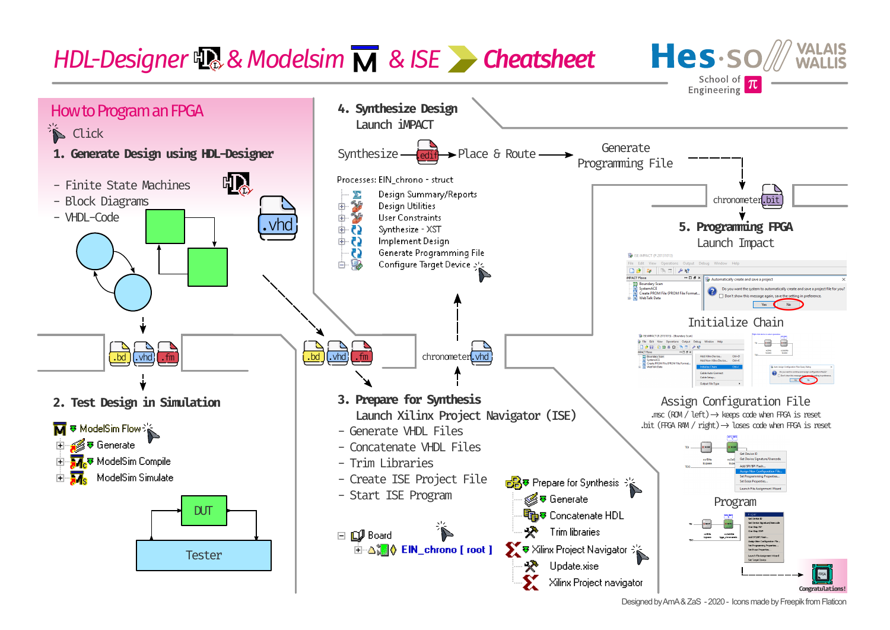# HDL-Designer & Modelsim & ISE Cheatsheet

Hes·so VALAIS WALLIS — School of Engineering

## How to Program an FPGA

Click

### 1. Generate Design using HDL-Designer

- Finite State Machines
- Block Diagrams
- VHDL-Code

.vhd

.bd .vhd .fm

### 2. Test Design in Simulation

- ModelSim Flow
  - Generate
  - ModelSim Compile
  - ModelSim Simulate

DUT

Tester

### 3. Prepare for Synthesis

Launch Xilinx Project Navigator (ISE)

- Generate VHDL Files
- Concatenate VHDL Files
- Trim Libraries
- Create ISE Project File
- Start ISE Program

.bd .vhd .fm

chronometer.vhd

- Board
  - EIN_chrono [ root ]

- Prepare for Synthesis
  - Generate
  - Concatenate HDL
  - Trim libraries
- Xilinx Project Navigator
  - Update.xise
  - Xilinx Project navigator

### 4. Synthesize Design

Launch iMPACT

Synthesize → edif → Place & Route → Generate Programming File

Processes: EIN_chrono - struct

- Design Summary/Reports
- Design Utilities
- User Constraints
- Synthesize - XST
- Implement Design
- Generate Programming File
- Configure Target Device

chronometer.bit

### 5. Programming FPGA

Launch Impact

Initialize Chain

Assign Configuration File

.msc (ROM / left) → keeps code when FPGA is reset
.bit (FPGA RAM / right) → loses code when FPGA is reset

Program

Congratulations!

Designed by AmA & ZaS - 2020 - Icons made by Freepik from Flaticon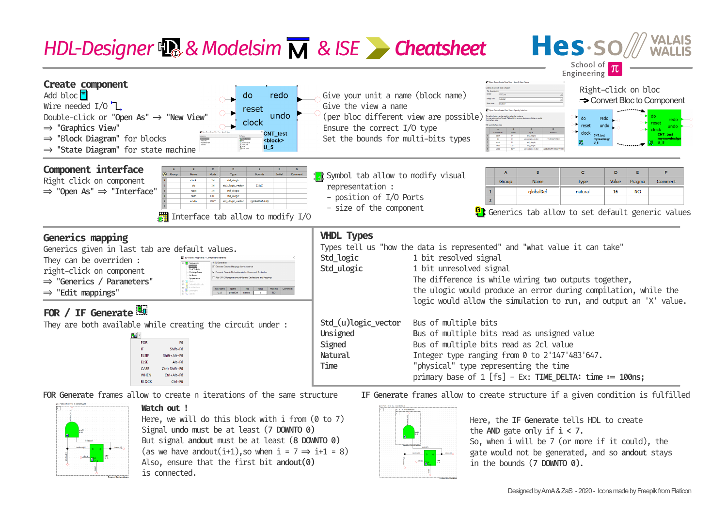# HDL-Designer & Modelsim & ISE Cheatsheet

## Create component

Add bloc
Wire needed I/O
Double-click or "Open As" → "New View"
⇒ "Graphics View"
⇒ "Block Diagram" for blocks
⇒ "State Diagram" for state machine

Give your unit a name (block name)
Give the view a name
(per bloc different view are possible)
Ensure the correct I/O type
Set the bounds for multi-bits types

Right-click on bloc
⇒ Convert Bloc to Component

## Component interface

Right click on component
⇒ "Open As" ⇒ "Interface"

| | Group | Name | Mode | Type | Bounds | Initial | Comment |
|---|---|---|---|---|---|---|---|
| 1 | | clock | IN | std_ulogic | | | |
| 2 | | do | IN | std_ulogic_vector | (15:0) | | |
| 3 | | reset | IN | std_ulogic | | | |
| 4 | | redo | OUT | std_ulogic | | | |
| 5 | | undo | OUT | std_ulogic_vector | (globalDef-1:0) | | |
| 6 | | | | | | | |

Interface tab allow to modify I/O

Symbol tab allow to modify visual representation :
- position of I/O Ports
- size of the component

| | Group | Name | Type | Value | Pragma | Comment |
|---|---|---|---|---|---|---|
| 1 | | globalDef | natural | 16 | NO | |
| 2 | | | | | | |

Generics tab allow to set default generic values

## Generics mapping

Generics given in last tab are default values.
They can be overriden :
right-click on component
⇒ "Generics / Parameters"
⇒ "Edit mappings"

## FOR / IF Generate

They are both available while creating the circuit under :

| | |
|---|---|
| FOR | F6 |
| IF | Shift+F6 |
| ELSIF | Shift+Alt+F6 |
| ELSE | Alt+F6 |
| CASE | Ctrl+Shift+F6 |
| WHEN | Ctrl+Alt+F6 |
| BLOCK | Ctrl+F6 |

## VHDL Types

Types tell us "how the data is represented" and "what value it can take"

| | |
|---|---|
| **Std_logic** | 1 bit resolved signal |
| **Std_ulogic** | 1 bit unresolved signal |

The difference is while wiring two outputs together, the ulogic would produce an error during compilation, while the logic would allow the simulation to run, and output an 'X' value.

| | |
|---|---|
| **Std_(u)logic_vector** | Bus of multiple bits |
| **Unsigned** | Bus of multiple bits read as unsigned value |
| **Signed** | Bus of multiple bits read as 2cl value |
| **Natural** | Integer type ranging from 0 to 2'147'483'647. |
| **Time** | "physical" type representing the time primary base of 1 [fs] - Ex: TIME_DELTA: time := 100ns; |

**FOR Generate** frames allow to create n iterations of the same structure

**Watch out !**
Here, we will do this block with i from (0 to 7)
Signal **undo** must be at least (7 **DOWNTO** 0)
But signal **andout** must be at least (8 **DOWNTO** 0)
(as we have andout(i+1),so when i = 7 ⇒ i+1 = 8)
Also, ensure that the first bit **andout(0)** is connected.

**IF Generate** frames allow to create structure if a given condition is fulfilled

Here, the **IF Generate** tells HDL to create the **AND** gate only if **i < 7**.
So, when **i** will be 7 (or more if it could), the gate would not be generated, and so **andout** stays in the bounds (7 **DOWNTO** 0).

Designed by AmA & ZaS - 2020 - Icons made by Freepik from Flaticon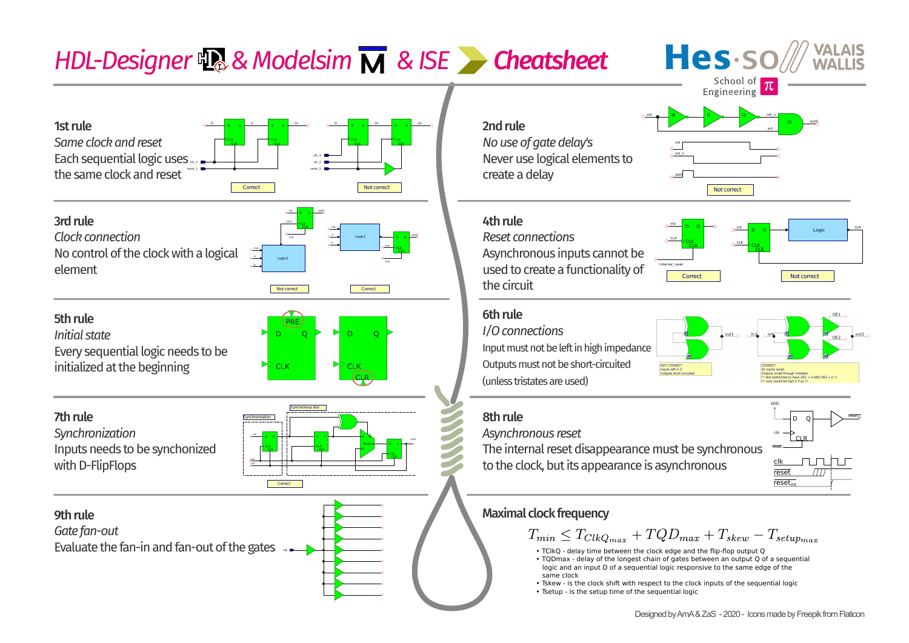# HDL-Designer & Modelsim & ISE Cheatsheet

Hes·so VALAIS WALLIS School of Engineering

## 1st rule

*Same clock and reset*

Each sequential logic uses the same clock and reset

Correct

Not correct

## 2nd rule

*No use of gate delay's*

Never use logical elements to create a delay

Not correct

## 3rd rule

*Clock connection*

No control of the clock with a logical element

Not correct

Correct

## 4th rule

*Reset connections*

Asynchronous inputs cannot be used to create a functionality of the circuit

Correct

Not correct

## 5th rule

*Initial state*

Every sequential logic needs to be initialized at the beginning

## 6th rule

*I/O connections*

Input must not be left in high impedance

Outputs must not be short-circuited

(unless tristates are used)

## 7th rule

*Synchronization*

Inputs needs to be synchonized with D-FlipFlops

Correct

## 8th rule

*Asynchronous reset*

The internal reset disappearance must be synchronous to the clock, but its appearance is asynchronous

## 9th rule

*Gate fan-out*

Evaluate the fan-in and fan-out of the gates

## Maximal clock frequency

$$T_{min} \leq T_{ClkQ_{max}} + TQD_{max} + T_{skew} - T_{setup_{max}}$$

- TClkQ - delay time between the clock edge and the flip-flop output Q
- TQDmax - delay of the longest chain of gates between an output Q of a sequential logic and an input D of a sequential logic responsive to the same edge of the same clock
- Tskew - is the clock shift with respect to the clock inputs of the sequential logic
- Tsetup - is the setup time of the sequential logic

Designed by AmA & ZaS - 2020 - Icons made by Freepik from Flaticon